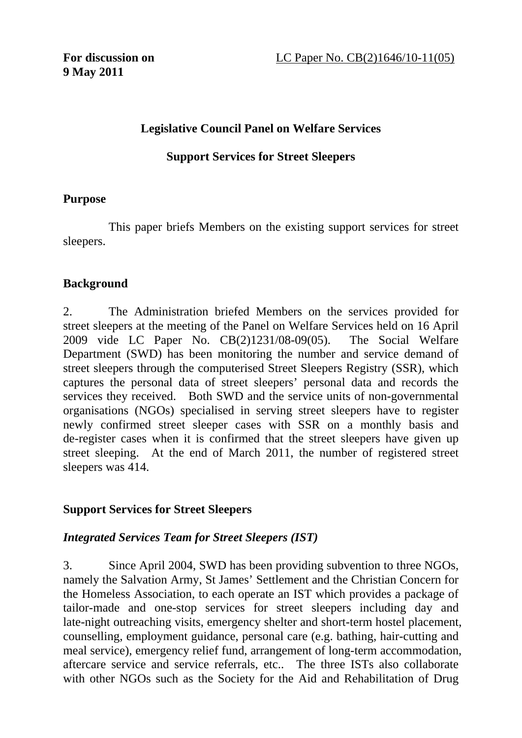**For discussion on 9 May 2011**

LC Paper No. CB(2)1646/10-11(05)

# Legislative Council Panel on Welfare Services

## Support Services for Street Sleepers

### Purpose

This paper briefs Members on the existing support services for street sleepers.

### Background

2. The Administration briefed Members on the services provided for street sleepers at the meeting of the Panel on Welfare Services held on 16 April 2009 vide LC Paper No. CB(2)1231/08-09(05). The Social Welfare Department (SWD) has been monitoring the number and service demand of street sleepers through the computerised Street Sleepers Registry (SSR), which captures the personal data of street sleepers' personal data and records the services they received. Both SWD and the service units of non-governmental organisations (NGOs) specialised in serving street sleepers have to register newly confirmed street sleeper cases with SSR on a monthly basis and de-register cases when it is confirmed that the street sleepers have given up street sleeping. At the end of March 2011, the number of registered street sleepers was 414.

### Support Services for Street Sleepers

#### *Integrated Services Team for Street Sleepers (IST)*

3. Since April 2004, SWD has been providing subvention to three NGOs, namely the Salvation Army, St James' Settlement and the Christian Concern for the Homeless Association, to each operate an IST which provides a package of tailor-made and one-stop services for street sleepers including day and late-night outreaching visits, emergency shelter and short-term hostel placement, counselling, employment guidance, personal care (e.g. bathing, hair-cutting and meal service), emergency relief fund, arrangement of long-term accommodation, aftercare service and service referrals, etc.. The three ISTs also collaborate with other NGOs such as the Society for the Aid and Rehabilitation of Drug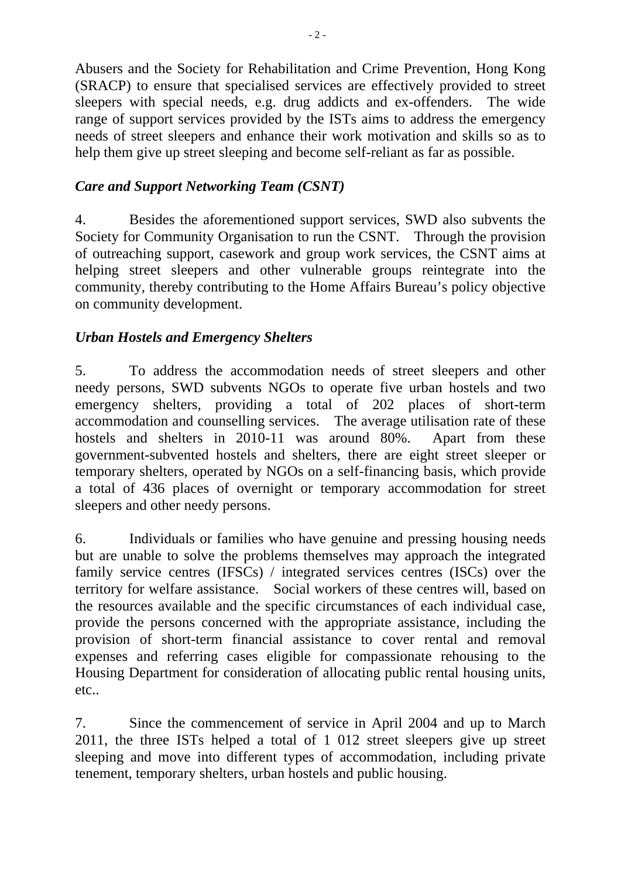Abusers and the Society for Rehabilitation and Crime Prevention, Hong Kong (SRACP) to ensure that specialised services are effectively provided to street sleepers with special needs, e.g. drug addicts and ex-offenders. The wide range of support services provided by the ISTs aims to address the emergency needs of street sleepers and enhance their work motivation and skills so as to help them give up street sleeping and become self-reliant as far as possible.

### *Care and Support Networking Team (CSNT)*

4. Besides the aforementioned support services, SWD also subvents the Society for Community Organisation to run the CSNT. Through the provision of outreaching support, casework and group work services, the CSNT aims at helping street sleepers and other vulnerable groups reintegrate into the community, thereby contributing to the Home Affairs Bureau's policy objective on community development.

### *Urban Hostels and Emergency Shelters*

5. To address the accommodation needs of street sleepers and other needy persons, SWD subvents NGOs to operate five urban hostels and two emergency shelters, providing a total of 202 places of short-term accommodation and counselling services. The average utilisation rate of these hostels and shelters in 2010-11 was around 80%. Apart from these government-subvented hostels and shelters, there are eight street sleeper or temporary shelters, operated by NGOs on a self-financing basis, which provide a total of 436 places of overnight or temporary accommodation for street sleepers and other needy persons.

6. Individuals or families who have genuine and pressing housing needs but are unable to solve the problems themselves may approach the integrated family service centres (IFSCs) / integrated services centres (ISCs) over the territory for welfare assistance. Social workers of these centres will, based on the resources available and the specific circumstances of each individual case, provide the persons concerned with the appropriate assistance, including the provision of short-term financial assistance to cover rental and removal expenses and referring cases eligible for compassionate rehousing to the Housing Department for consideration of allocating public rental housing units, etc..

7. Since the commencement of service in April 2004 and up to March 2011, the three ISTs helped a total of 1 012 street sleepers give up street sleeping and move into different types of accommodation, including private tenement, temporary shelters, urban hostels and public housing.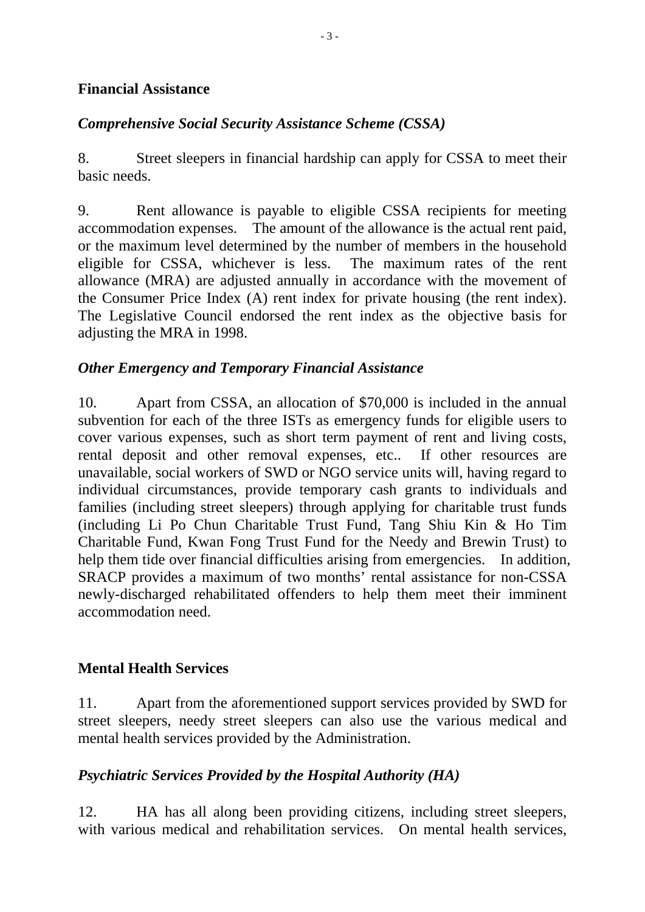**Financial Assistance**

***Comprehensive Social Security Assistance Scheme (CSSA)***

8. Street sleepers in financial hardship can apply for CSSA to meet their basic needs.

9. Rent allowance is payable to eligible CSSA recipients for meeting accommodation expenses. The amount of the allowance is the actual rent paid, or the maximum level determined by the number of members in the household eligible for CSSA, whichever is less. The maximum rates of the rent allowance (MRA) are adjusted annually in accordance with the movement of the Consumer Price Index (A) rent index for private housing (the rent index). The Legislative Council endorsed the rent index as the objective basis for adjusting the MRA in 1998.

***Other Emergency and Temporary Financial Assistance***

10. Apart from CSSA, an allocation of $70,000 is included in the annual subvention for each of the three ISTs as emergency funds for eligible users to cover various expenses, such as short term payment of rent and living costs, rental deposit and other removal expenses, etc.. If other resources are unavailable, social workers of SWD or NGO service units will, having regard to individual circumstances, provide temporary cash grants to individuals and families (including street sleepers) through applying for charitable trust funds (including Li Po Chun Charitable Trust Fund, Tang Shiu Kin & Ho Tim Charitable Fund, Kwan Fong Trust Fund for the Needy and Brewin Trust) to help them tide over financial difficulties arising from emergencies. In addition, SRACP provides a maximum of two months' rental assistance for non-CSSA newly-discharged rehabilitated offenders to help them meet their imminent accommodation need.

**Mental Health Services**

11. Apart from the aforementioned support services provided by SWD for street sleepers, needy street sleepers can also use the various medical and mental health services provided by the Administration.

***Psychiatric Services Provided by the Hospital Authority (HA)***

12. HA has all along been providing citizens, including street sleepers, with various medical and rehabilitation services. On mental health services,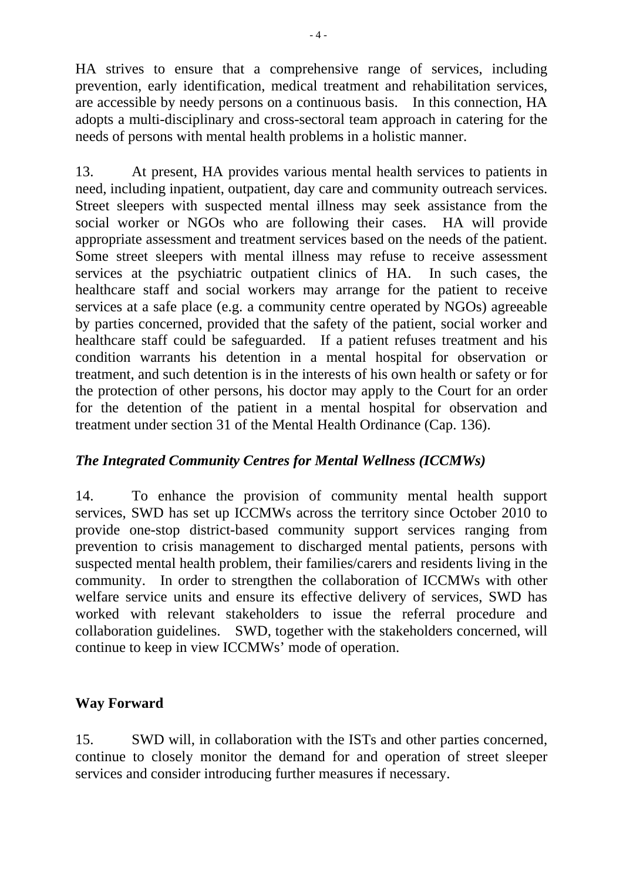HA strives to ensure that a comprehensive range of services, including prevention, early identification, medical treatment and rehabilitation services, are accessible by needy persons on a continuous basis. In this connection, HA adopts a multi-disciplinary and cross-sectoral team approach in catering for the needs of persons with mental health problems in a holistic manner.

13. At present, HA provides various mental health services to patients in need, including inpatient, outpatient, day care and community outreach services. Street sleepers with suspected mental illness may seek assistance from the social worker or NGOs who are following their cases. HA will provide appropriate assessment and treatment services based on the needs of the patient. Some street sleepers with mental illness may refuse to receive assessment services at the psychiatric outpatient clinics of HA. In such cases, the healthcare staff and social workers may arrange for the patient to receive services at a safe place (e.g. a community centre operated by NGOs) agreeable by parties concerned, provided that the safety of the patient, social worker and healthcare staff could be safeguarded. If a patient refuses treatment and his condition warrants his detention in a mental hospital for observation or treatment, and such detention is in the interests of his own health or safety or for the protection of other persons, his doctor may apply to the Court for an order for the detention of the patient in a mental hospital for observation and treatment under section 31 of the Mental Health Ordinance (Cap. 136).

***The Integrated Community Centres for Mental Wellness (ICCMWs)***

14. To enhance the provision of community mental health support services, SWD has set up ICCMWs across the territory since October 2010 to provide one-stop district-based community support services ranging from prevention to crisis management to discharged mental patients, persons with suspected mental health problem, their families/carers and residents living in the community. In order to strengthen the collaboration of ICCMWs with other welfare service units and ensure its effective delivery of services, SWD has worked with relevant stakeholders to issue the referral procedure and collaboration guidelines. SWD, together with the stakeholders concerned, will continue to keep in view ICCMWs' mode of operation.

## Way Forward

15. SWD will, in collaboration with the ISTs and other parties concerned, continue to closely monitor the demand for and operation of street sleeper services and consider introducing further measures if necessary.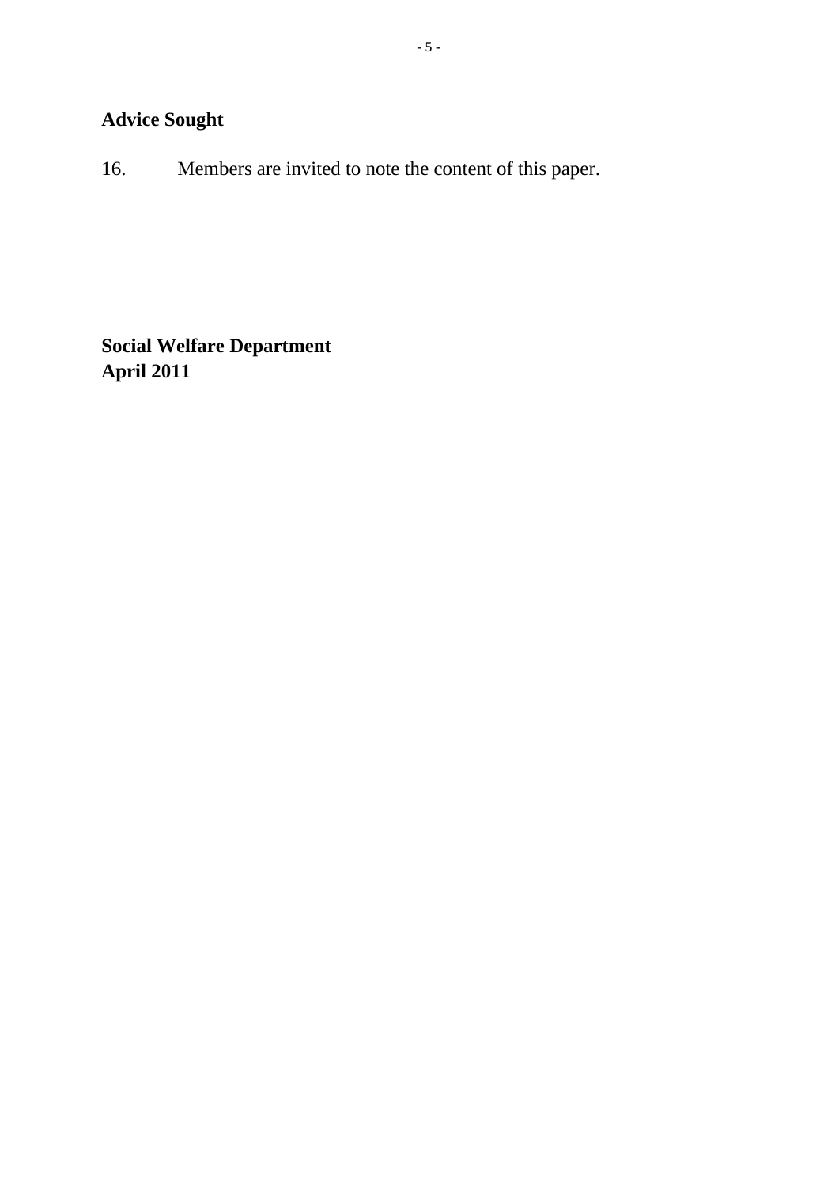## Advice Sought

16. Members are invited to note the content of this paper.

**Social Welfare Department**
**April 2011**